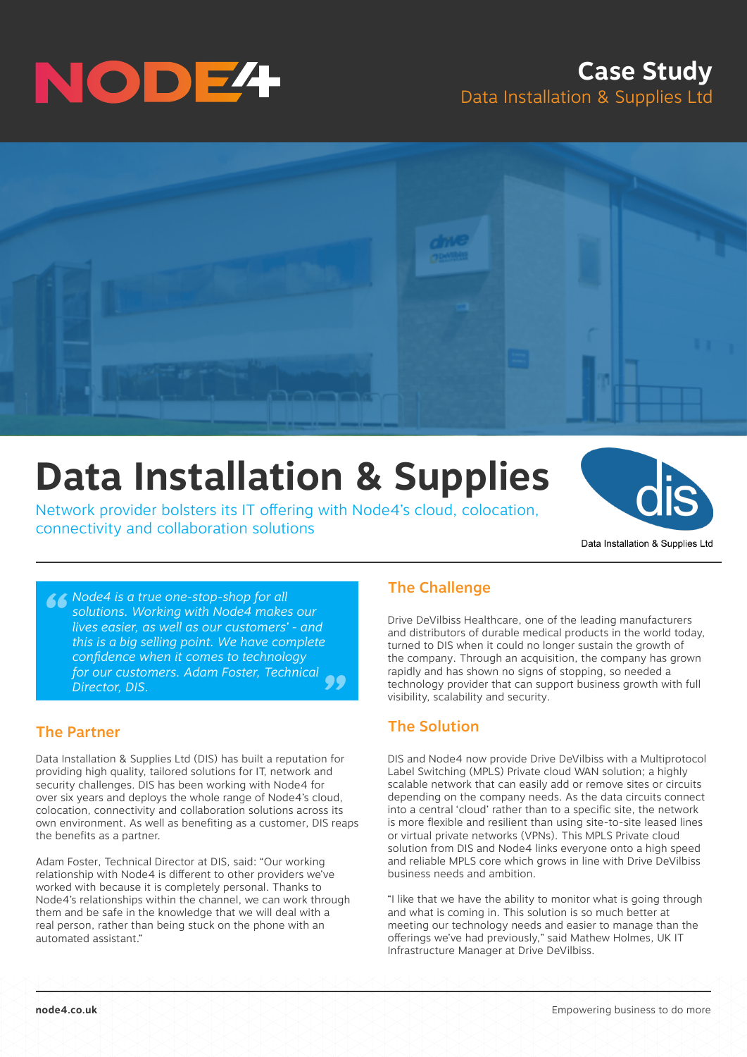# Case Study

Data Installation & Supplies Ltd

# Data Installation & Supplies

Network provider bolsters its IT offering with Node4's cloud, colocation, connectivity and collaboration solutions

Data Installation & Supplies Ltd

> *Node4 is a true one-stop-shop for all solutions. Working with Node4 makes our lives easier, as well as our customers' - and this is a big selling point. We have complete confidence when it comes to technology for our customers. Adam Foster, Technical Director, DIS.*

## The Partner

Data Installation & Supplies Ltd (DIS) has built a reputation for providing high quality, tailored solutions for IT, network and security challenges. DIS has been working with Node4 for over six years and deploys the whole range of Node4's cloud, colocation, connectivity and collaboration solutions across its own environment. As well as benefiting as a customer, DIS reaps the benefits as a partner.

Adam Foster, Technical Director at DIS, said: "Our working relationship with Node4 is different to other providers we've worked with because it is completely personal. Thanks to Node4's relationships within the channel, we can work through them and be safe in the knowledge that we will deal with a real person, rather than being stuck on the phone with an automated assistant."

## The Challenge

Drive DeVilbiss Healthcare, one of the leading manufacturers and distributors of durable medical products in the world today, turned to DIS when it could no longer sustain the growth of the company. Through an acquisition, the company has grown rapidly and has shown no signs of stopping, so needed a technology provider that can support business growth with full visibility, scalability and security.

## The Solution

DIS and Node4 now provide Drive DeVilbiss with a Multiprotocol Label Switching (MPLS) Private cloud WAN solution; a highly scalable network that can easily add or remove sites or circuits depending on the company needs. As the data circuits connect into a central 'cloud' rather than to a specific site, the network is more flexible and resilient than using site-to-site leased lines or virtual private networks (VPNs). This MPLS Private cloud solution from DIS and Node4 links everyone onto a high speed and reliable MPLS core which grows in line with Drive DeVilbiss business needs and ambition.

"I like that we have the ability to monitor what is going through and what is coming in. This solution is so much better at meeting our technology needs and easier to manage than the offerings we've had previously," said Mathew Holmes, UK IT Infrastructure Manager at Drive DeVilbiss.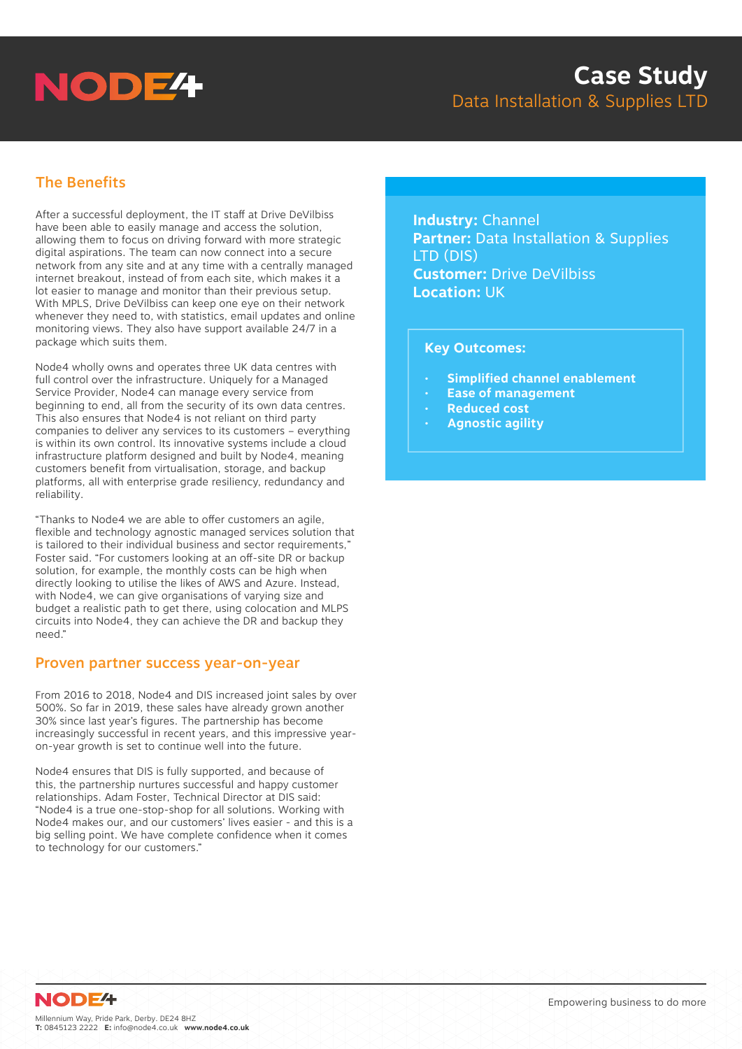# Case Study

## Data Installation & Supplies LTD

## The Benefits

After a successful deployment, the IT staff at Drive DeVilbiss have been able to easily manage and access the solution, allowing them to focus on driving forward with more strategic digital aspirations. The team can now connect into a secure network from any site and at any time with a centrally managed internet breakout, instead of from each site, which makes it a lot easier to manage and monitor than their previous setup. With MPLS, Drive DeVilbiss can keep one eye on their network whenever they need to, with statistics, email updates and online monitoring views. They also have support available 24/7 in a package which suits them.

Node4 wholly owns and operates three UK data centres with full control over the infrastructure. Uniquely for a Managed Service Provider, Node4 can manage every service from beginning to end, all from the security of its own data centres. This also ensures that Node4 is not reliant on third party companies to deliver any services to its customers – everything is within its own control. Its innovative systems include a cloud infrastructure platform designed and built by Node4, meaning customers benefit from virtualisation, storage, and backup platforms, all with enterprise grade resiliency, redundancy and reliability.

"Thanks to Node4 we are able to offer customers an agile, flexible and technology agnostic managed services solution that is tailored to their individual business and sector requirements," Foster said. "For customers looking at an off-site DR or backup solution, for example, the monthly costs can be high when directly looking to utilise the likes of AWS and Azure. Instead, with Node4, we can give organisations of varying size and budget a realistic path to get there, using colocation and MLPS circuits into Node4, they can achieve the DR and backup they need."

## Proven partner success year-on-year

From 2016 to 2018, Node4 and DIS increased joint sales by over 500%. So far in 2019, these sales have already grown another 30% since last year's figures. The partnership has become increasingly successful in recent years, and this impressive year-on-year growth is set to continue well into the future.

Node4 ensures that DIS is fully supported, and because of this, the partnership nurtures successful and happy customer relationships. Adam Foster, Technical Director at DIS said: "Node4 is a true one-stop-shop for all solutions. Working with Node4 makes our, and our customers' lives easier - and this is a big selling point. We have complete confidence when it comes to technology for our customers."

**Industry:** Channel
**Partner:** Data Installation & Supplies LTD (DIS)
**Customer:** Drive DeVilbiss
**Location:** UK

### Key Outcomes:

- **Simplified channel enablement**
- **Ease of management**
- **Reduced cost**
- **Agnostic agility**